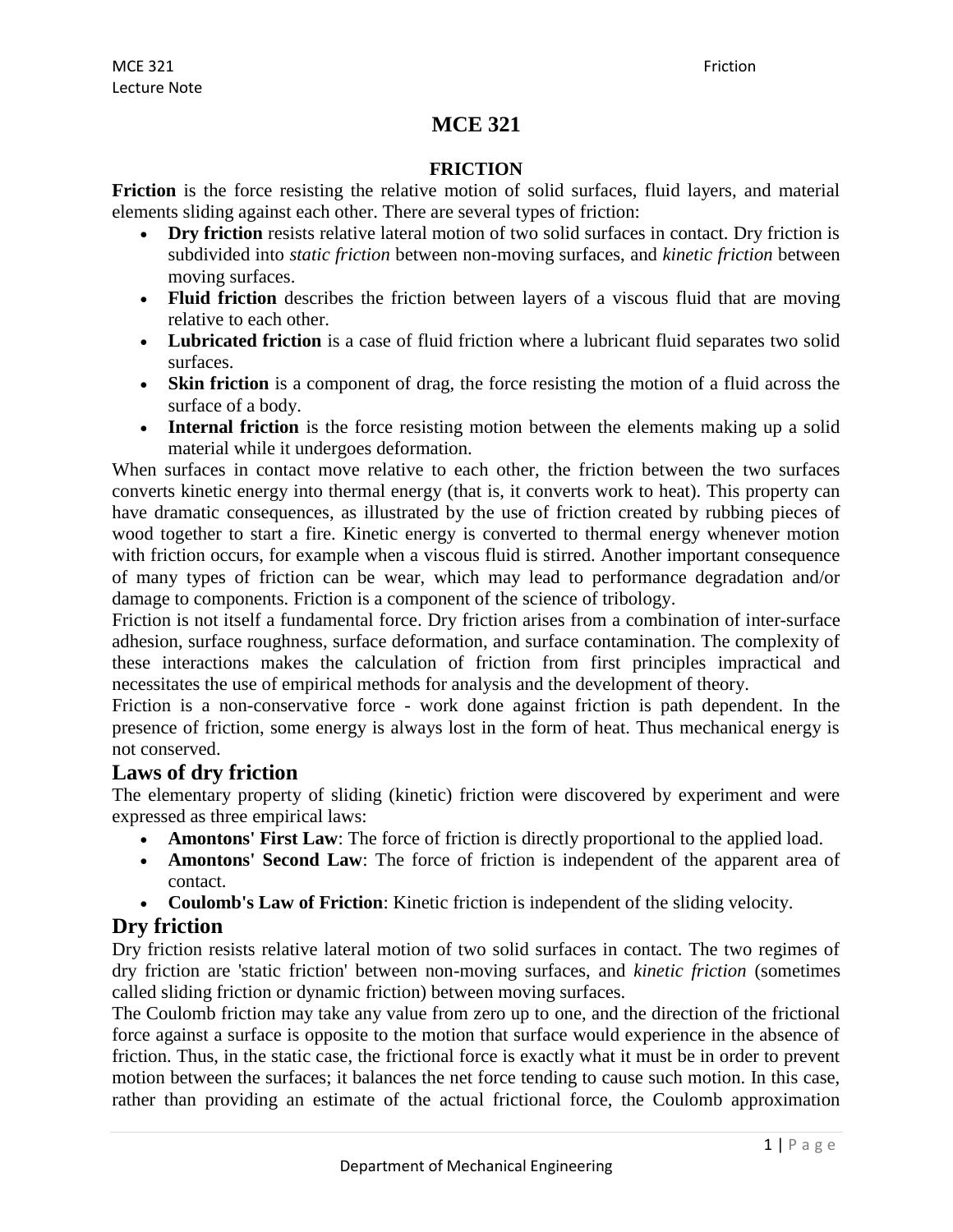# MCE 321

## FRICTION

**Friction** is the force resisting the relative motion of solid surfaces, fluid layers, and material elements sliding against each other. There are several types of friction:

- **Dry friction** resists relative lateral motion of two solid surfaces in contact. Dry friction is subdivided into *static friction* between non-moving surfaces, and *kinetic friction* between moving surfaces.
- **Fluid friction** describes the friction between layers of a viscous fluid that are moving relative to each other.
- **Lubricated friction** is a case of fluid friction where a lubricant fluid separates two solid surfaces.
- **Skin friction** is a component of drag, the force resisting the motion of a fluid across the surface of a body.
- **Internal friction** is the force resisting motion between the elements making up a solid material while it undergoes deformation.

When surfaces in contact move relative to each other, the friction between the two surfaces converts kinetic energy into thermal energy (that is, it converts work to heat). This property can have dramatic consequences, as illustrated by the use of friction created by rubbing pieces of wood together to start a fire. Kinetic energy is converted to thermal energy whenever motion with friction occurs, for example when a viscous fluid is stirred. Another important consequence of many types of friction can be wear, which may lead to performance degradation and/or damage to components. Friction is a component of the science of tribology.

Friction is not itself a fundamental force. Dry friction arises from a combination of inter-surface adhesion, surface roughness, surface deformation, and surface contamination. The complexity of these interactions makes the calculation of friction from first principles impractical and necessitates the use of empirical methods for analysis and the development of theory.

Friction is a non-conservative force - work done against friction is path dependent. In the presence of friction, some energy is always lost in the form of heat. Thus mechanical energy is not conserved.

## Laws of dry friction

The elementary property of sliding (kinetic) friction were discovered by experiment and were expressed as three empirical laws:

- **Amontons' First Law**: The force of friction is directly proportional to the applied load.
- **Amontons' Second Law**: The force of friction is independent of the apparent area of contact.
- **Coulomb's Law of Friction**: Kinetic friction is independent of the sliding velocity.

## Dry friction

Dry friction resists relative lateral motion of two solid surfaces in contact. The two regimes of dry friction are 'static friction' between non-moving surfaces, and *kinetic friction* (sometimes called sliding friction or dynamic friction) between moving surfaces.

The Coulomb friction may take any value from zero up to one, and the direction of the frictional force against a surface is opposite to the motion that surface would experience in the absence of friction. Thus, in the static case, the frictional force is exactly what it must be in order to prevent motion between the surfaces; it balances the net force tending to cause such motion. In this case, rather than providing an estimate of the actual frictional force, the Coulomb approximation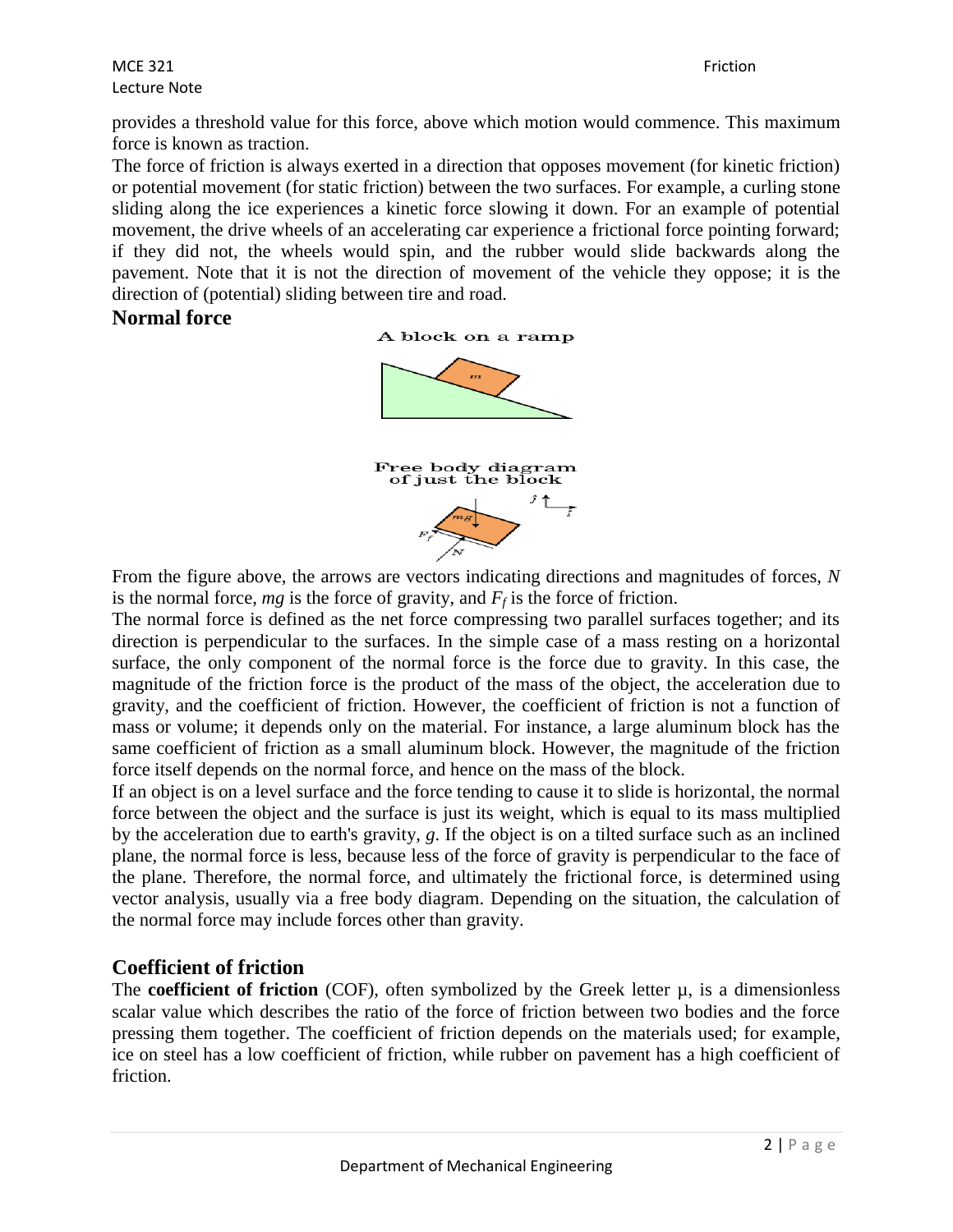provides a threshold value for this force, above which motion would commence. This maximum force is known as traction.

The force of friction is always exerted in a direction that opposes movement (for kinetic friction) or potential movement (for static friction) between the two surfaces. For example, a curling stone sliding along the ice experiences a kinetic force slowing it down. For an example of potential movement, the drive wheels of an accelerating car experience a frictional force pointing forward; if they did not, the wheels would spin, and the rubber would slide backwards along the pavement. Note that it is not the direction of movement of the vehicle they oppose; it is the direction of (potential) sliding between tire and road.

## Normal force

From the figure above, the arrows are vectors indicating directions and magnitudes of forces, $N$ is the normal force, $mg$ is the force of gravity, and $F_f$ is the force of friction.

The normal force is defined as the net force compressing two parallel surfaces together; and its direction is perpendicular to the surfaces. In the simple case of a mass resting on a horizontal surface, the only component of the normal force is the force due to gravity. In this case, the magnitude of the friction force is the product of the mass of the object, the acceleration due to gravity, and the coefficient of friction. However, the coefficient of friction is not a function of mass or volume; it depends only on the material. For instance, a large aluminum block has the same coefficient of friction as a small aluminum block. However, the magnitude of the friction force itself depends on the normal force, and hence on the mass of the block.

If an object is on a level surface and the force tending to cause it to slide is horizontal, the normal force between the object and the surface is just its weight, which is equal to its mass multiplied by the acceleration due to earth's gravity, $g$. If the object is on a tilted surface such as an inclined plane, the normal force is less, because less of the force of gravity is perpendicular to the face of the plane. Therefore, the normal force, and ultimately the frictional force, is determined using vector analysis, usually via a free body diagram. Depending on the situation, the calculation of the normal force may include forces other than gravity.

## Coefficient of friction

The **coefficient of friction** (COF), often symbolized by the Greek letter μ, is a dimensionless scalar value which describes the ratio of the force of friction between two bodies and the force pressing them together. The coefficient of friction depends on the materials used; for example, ice on steel has a low coefficient of friction, while rubber on pavement has a high coefficient of friction.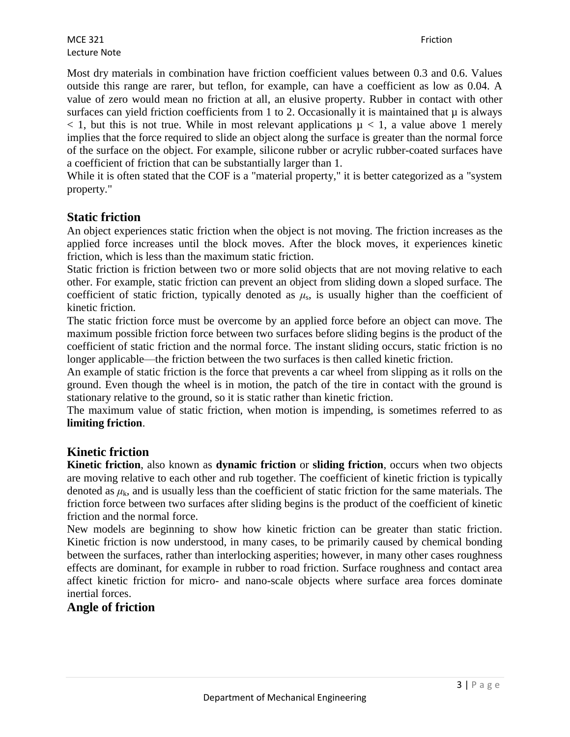Most dry materials in combination have friction coefficient values between 0.3 and 0.6. Values outside this range are rarer, but teflon, for example, can have a coefficient as low as 0.04. A value of zero would mean no friction at all, an elusive property. Rubber in contact with other surfaces can yield friction coefficients from 1 to 2. Occasionally it is maintained that μ is always < 1, but this is not true. While in most relevant applications $\mu < 1$, a value above 1 merely implies that the force required to slide an object along the surface is greater than the normal force of the surface on the object. For example, silicone rubber or acrylic rubber-coated surfaces have a coefficient of friction that can be substantially larger than 1.

While it is often stated that the COF is a "material property," it is better categorized as a "system property."

## Static friction

An object experiences static friction when the object is not moving. The friction increases as the applied force increases until the block moves. After the block moves, it experiences kinetic friction, which is less than the maximum static friction.

Static friction is friction between two or more solid objects that are not moving relative to each other. For example, static friction can prevent an object from sliding down a sloped surface. The coefficient of static friction, typically denoted as $\mu_s$, is usually higher than the coefficient of kinetic friction.

The static friction force must be overcome by an applied force before an object can move. The maximum possible friction force between two surfaces before sliding begins is the product of the coefficient of static friction and the normal force. The instant sliding occurs, static friction is no longer applicable—the friction between the two surfaces is then called kinetic friction.

An example of static friction is the force that prevents a car wheel from slipping as it rolls on the ground. Even though the wheel is in motion, the patch of the tire in contact with the ground is stationary relative to the ground, so it is static rather than kinetic friction.

The maximum value of static friction, when motion is impending, is sometimes referred to as **limiting friction**.

## Kinetic friction

**Kinetic friction**, also known as **dynamic friction** or **sliding friction**, occurs when two objects are moving relative to each other and rub together. The coefficient of kinetic friction is typically denoted as $\mu_k$, and is usually less than the coefficient of static friction for the same materials. The friction force between two surfaces after sliding begins is the product of the coefficient of kinetic friction and the normal force.

New models are beginning to show how kinetic friction can be greater than static friction. Kinetic friction is now understood, in many cases, to be primarily caused by chemical bonding between the surfaces, rather than interlocking asperities; however, in many other cases roughness effects are dominant, for example in rubber to road friction. Surface roughness and contact area affect kinetic friction for micro- and nano-scale objects where surface area forces dominate inertial forces.

## Angle of friction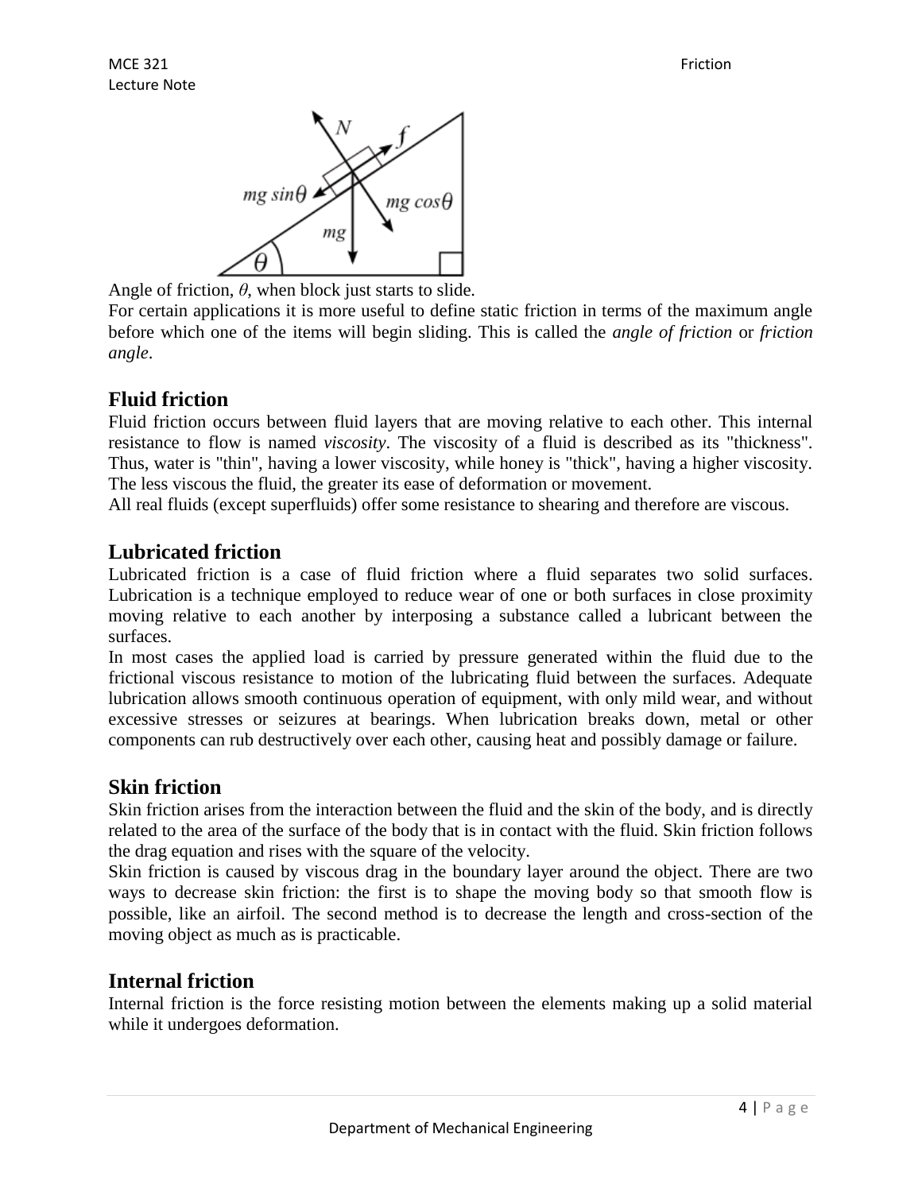Angle of friction, $\theta$, when block just starts to slide.

For certain applications it is more useful to define static friction in terms of the maximum angle before which one of the items will begin sliding. This is called the *angle of friction* or *friction angle*.

## Fluid friction

Fluid friction occurs between fluid layers that are moving relative to each other. This internal resistance to flow is named *viscosity*. The viscosity of a fluid is described as its "thickness". Thus, water is "thin", having a lower viscosity, while honey is "thick", having a higher viscosity. The less viscous the fluid, the greater its ease of deformation or movement.

All real fluids (except superfluids) offer some resistance to shearing and therefore are viscous.

## Lubricated friction

Lubricated friction is a case of fluid friction where a fluid separates two solid surfaces. Lubrication is a technique employed to reduce wear of one or both surfaces in close proximity moving relative to each another by interposing a substance called a lubricant between the surfaces.

In most cases the applied load is carried by pressure generated within the fluid due to the frictional viscous resistance to motion of the lubricating fluid between the surfaces. Adequate lubrication allows smooth continuous operation of equipment, with only mild wear, and without excessive stresses or seizures at bearings. When lubrication breaks down, metal or other components can rub destructively over each other, causing heat and possibly damage or failure.

## Skin friction

Skin friction arises from the interaction between the fluid and the skin of the body, and is directly related to the area of the surface of the body that is in contact with the fluid. Skin friction follows the drag equation and rises with the square of the velocity.

Skin friction is caused by viscous drag in the boundary layer around the object. There are two ways to decrease skin friction: the first is to shape the moving body so that smooth flow is possible, like an airfoil. The second method is to decrease the length and cross-section of the moving object as much as is practicable.

## Internal friction

Internal friction is the force resisting motion between the elements making up a solid material while it undergoes deformation.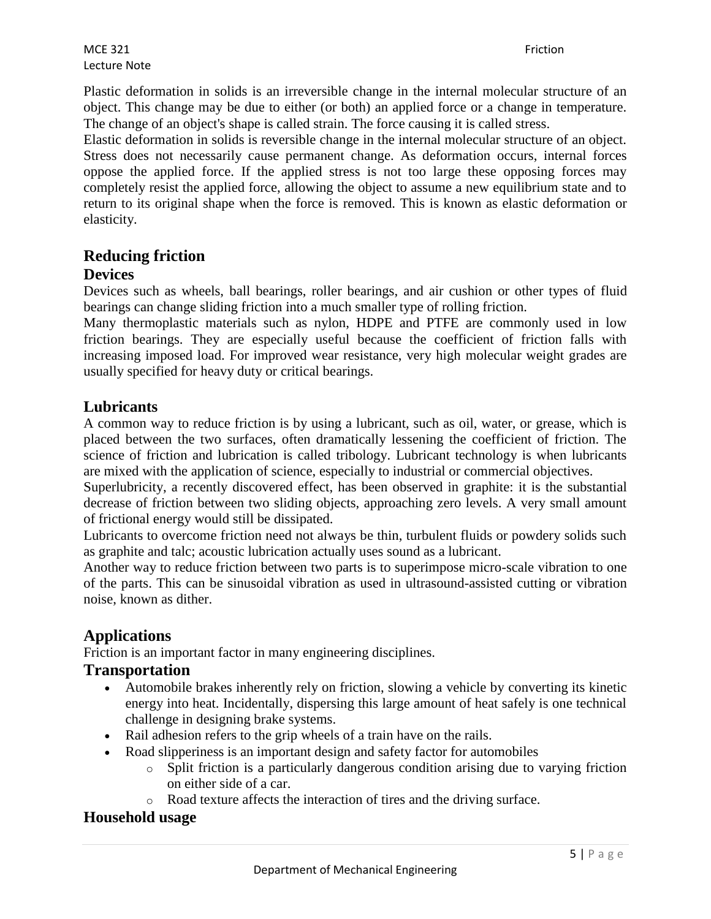Plastic deformation in solids is an irreversible change in the internal molecular structure of an object. This change may be due to either (or both) an applied force or a change in temperature. The change of an object's shape is called strain. The force causing it is called stress.
Elastic deformation in solids is reversible change in the internal molecular structure of an object. Stress does not necessarily cause permanent change. As deformation occurs, internal forces oppose the applied force. If the applied stress is not too large these opposing forces may completely resist the applied force, allowing the object to assume a new equilibrium state and to return to its original shape when the force is removed. This is known as elastic deformation or elasticity.

## Reducing friction

### Devices

Devices such as wheels, ball bearings, roller bearings, and air cushion or other types of fluid bearings can change sliding friction into a much smaller type of rolling friction.
Many thermoplastic materials such as nylon, HDPE and PTFE are commonly used in low friction bearings. They are especially useful because the coefficient of friction falls with increasing imposed load. For improved wear resistance, very high molecular weight grades are usually specified for heavy duty or critical bearings.

### Lubricants

A common way to reduce friction is by using a lubricant, such as oil, water, or grease, which is placed between the two surfaces, often dramatically lessening the coefficient of friction. The science of friction and lubrication is called tribology. Lubricant technology is when lubricants are mixed with the application of science, especially to industrial or commercial objectives.
Superlubricity, a recently discovered effect, has been observed in graphite: it is the substantial decrease of friction between two sliding objects, approaching zero levels. A very small amount of frictional energy would still be dissipated.
Lubricants to overcome friction need not always be thin, turbulent fluids or powdery solids such as graphite and talc; acoustic lubrication actually uses sound as a lubricant.
Another way to reduce friction between two parts is to superimpose micro-scale vibration to one of the parts. This can be sinusoidal vibration as used in ultrasound-assisted cutting or vibration noise, known as dither.

## Applications

Friction is an important factor in many engineering disciplines.

### Transportation

- Automobile brakes inherently rely on friction, slowing a vehicle by converting its kinetic energy into heat. Incidentally, dispersing this large amount of heat safely is one technical challenge in designing brake systems.
- Rail adhesion refers to the grip wheels of a train have on the rails.
- Road slipperiness is an important design and safety factor for automobiles
  - Split friction is a particularly dangerous condition arising due to varying friction on either side of a car.
  - Road texture affects the interaction of tires and the driving surface.

### Household usage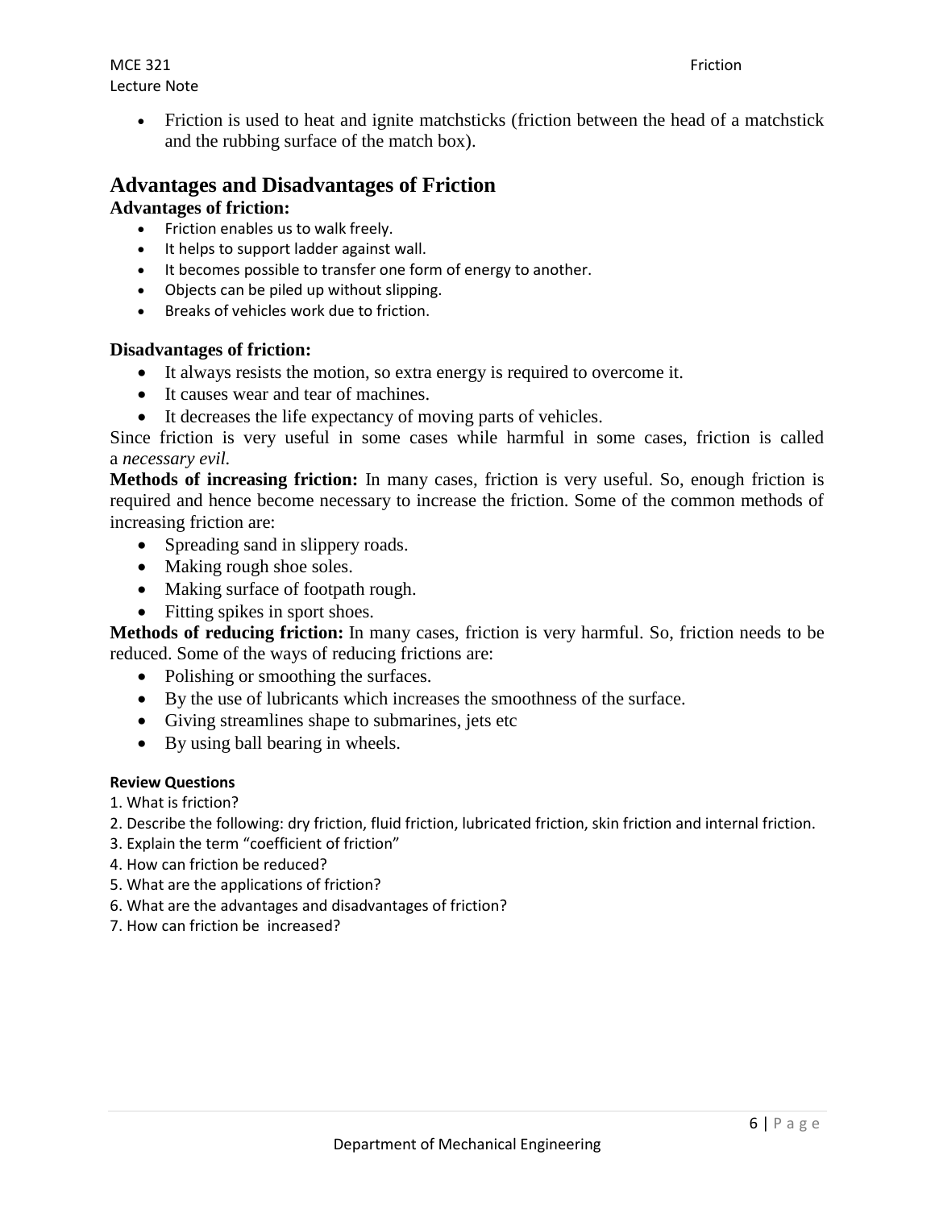- Friction is used to heat and ignite matchsticks (friction between the head of a matchstick and the rubbing surface of the match box).

## Advantages and Disadvantages of Friction

### Advantages of friction:

- Friction enables us to walk freely.
- It helps to support ladder against wall.
- It becomes possible to transfer one form of energy to another.
- Objects can be piled up without slipping.
- Breaks of vehicles work due to friction.

### Disadvantages of friction:

- It always resists the motion, so extra energy is required to overcome it.
- It causes wear and tear of machines.
- It decreases the life expectancy of moving parts of vehicles.

Since friction is very useful in some cases while harmful in some cases, friction is called a *necessary evil.*

**Methods of increasing friction:** In many cases, friction is very useful. So, enough friction is required and hence become necessary to increase the friction. Some of the common methods of increasing friction are:

- Spreading sand in slippery roads.
- Making rough shoe soles.
- Making surface of footpath rough.
- Fitting spikes in sport shoes.

**Methods of reducing friction:** In many cases, friction is very harmful. So, friction needs to be reduced. Some of the ways of reducing frictions are:

- Polishing or smoothing the surfaces.
- By the use of lubricants which increases the smoothness of the surface.
- Giving streamlines shape to submarines, jets etc
- By using ball bearing in wheels.

**Review Questions**

1. What is friction?
2. Describe the following: dry friction, fluid friction, lubricated friction, skin friction and internal friction.
3. Explain the term “coefficient of friction”
4. How can friction be reduced?
5. What are the applications of friction?
6. What are the advantages and disadvantages of friction?
7. How can friction be increased?